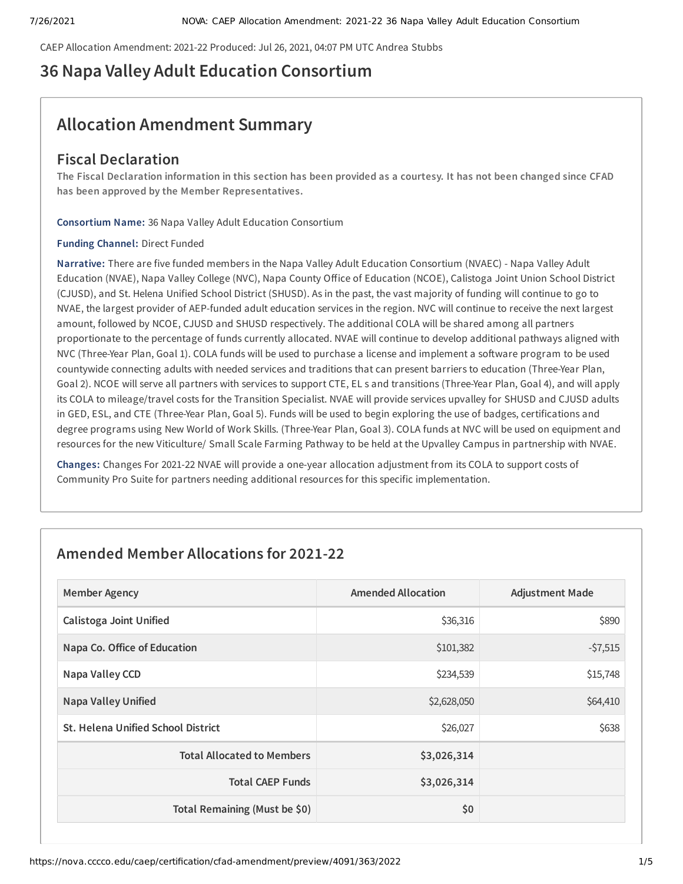CAEP Allocation Amendment: 2021-22 Produced: Jul 26, 2021, 04:07 PM UTC Andrea Stubbs

# 36 Napa Valley Adult Education Consortium

## Allocation Amendment Summary

### Fiscal Declaration

**The Fiscal Declaration information in this section has been provided as a courtesy. It has not been changed since CFAD has been approved by the Member Representatives.**

**Consortium Name:** 36 Napa Valley Adult Education Consortium

**Funding Channel:** Direct Funded

**Narrative:** There are five funded members in the Napa Valley Adult Education Consortium (NVAEC) - Napa Valley Adult Education (NVAE), Napa Valley College (NVC), Napa County Office of Education (NCOE), Calistoga Joint Union School District (CJUSD), and St. Helena Unified School District (SHUSD). As in the past, the vast majority of funding will continue to go to NVAE, the largest provider of AEP-funded adult education services in the region. NVC will continue to receive the next largest amount, followed by NCOE, CJUSD and SHUSD respectively. The additional COLA will be shared among all partners proportionate to the percentage of funds currently allocated. NVAE will continue to develop additional pathways aligned with NVC (Three-Year Plan, Goal 1). COLA funds will be used to purchase a license and implement a software program to be used countywide connecting adults with needed services and traditions that can present barriers to education (Three-Year Plan, Goal 2). NCOE will serve all partners with services to support CTE, EL s and transitions (Three-Year Plan, Goal 4), and will apply its COLA to mileage/travel costs for the Transition Specialist. NVAE will provide services upvalley for SHUSD and CJUSD adults in GED, ESL, and CTE (Three-Year Plan, Goal 5). Funds will be used to begin exploring the use of badges, certifications and degree programs using New World of Work Skills. (Three-Year Plan, Goal 3). COLA funds at NVC will be used on equipment and resources for the new Viticulture/ Small Scale Farming Pathway to be held at the Upvalley Campus in partnership with NVAE.

**Changes:** Changes For 2021-22 NVAE will provide a one-year allocation adjustment from its COLA to support costs of Community Pro Suite for partners needing additional resources for this specific implementation.

## Amended Member Allocations for 2021-22

| Member Agency | Amended Allocation | Adjustment Made |
|---|---|---|
| Calistoga Joint Unified | $36,316 | $890 |
| Napa Co. Office of Education | $101,382 | -$7,515 |
| Napa Valley CCD | $234,539 | $15,748 |
| Napa Valley Unified | $2,628,050 | $64,410 |
| St. Helena Unified School District | $26,027 | $638 |
| **Total Allocated to Members** | **$3,026,314** | |
| **Total CAEP Funds** | **$3,026,314** | |
| **Total Remaining (Must be $0)** | **$0** | |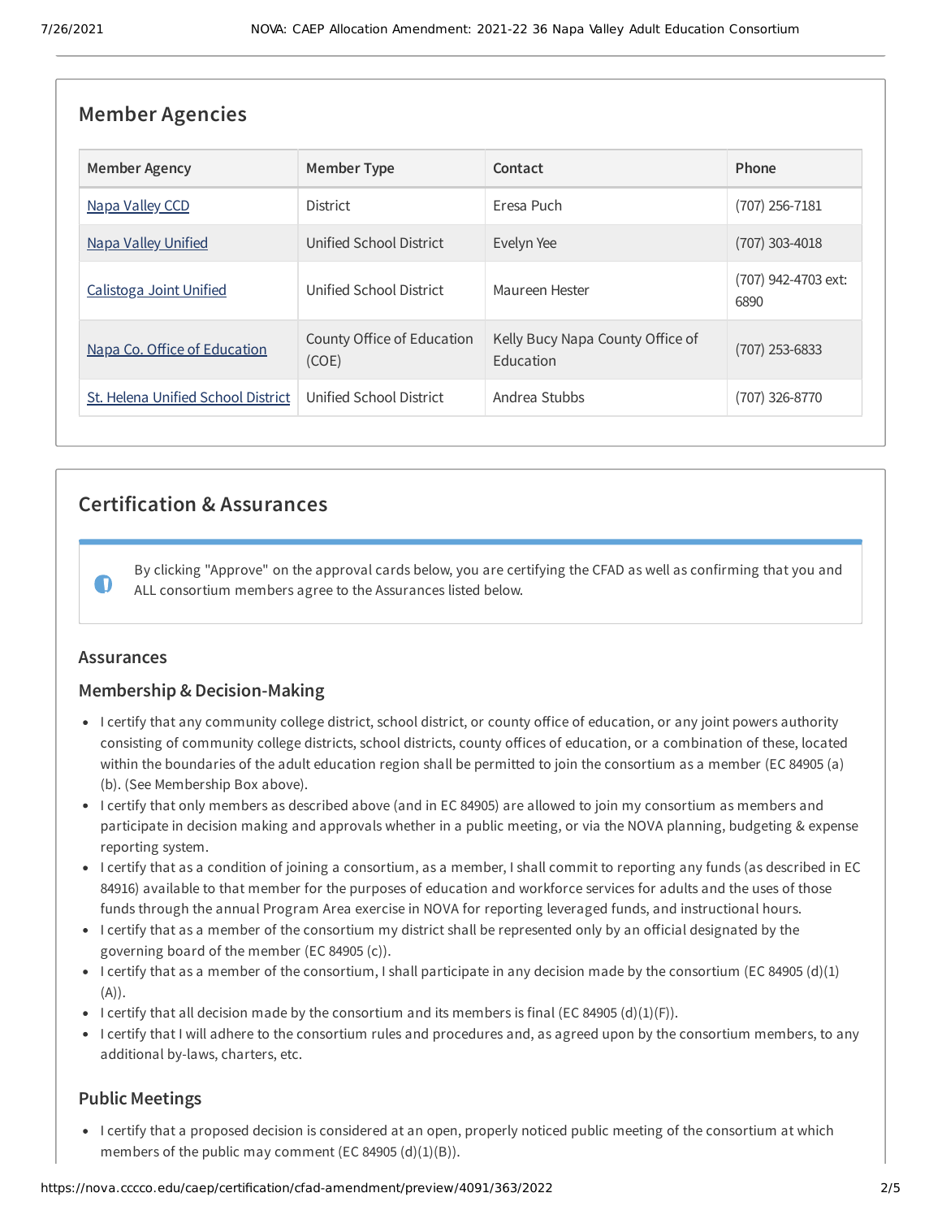## Member Agencies

| Member Agency | Member Type | Contact | Phone |
|---|---|---|---|
| Napa Valley CCD | District | Eresa Puch | (707) 256-7181 |
| Napa Valley Unified | Unified School District | Evelyn Yee | (707) 303-4018 |
| Calistoga Joint Unified | Unified School District | Maureen Hester | (707) 942-4703 ext: 6890 |
| Napa Co. Office of Education | County Office of Education (COE) | Kelly Bucy Napa County Office of Education | (707) 253-6833 |
| St. Helena Unified School District | Unified School District | Andrea Stubbs | (707) 326-8770 |

## Certification & Assurances

By clicking "Approve" on the approval cards below, you are certifying the CFAD as well as confirming that you and ALL consortium members agree to the Assurances listed below.

### Assurances

### Membership & Decision-Making

- I certify that any community college district, school district, or county office of education, or any joint powers authority consisting of community college districts, school districts, county offices of education, or a combination of these, located within the boundaries of the adult education region shall be permitted to join the consortium as a member (EC 84905 (a) (b). (See Membership Box above).
- I certify that only members as described above (and in EC 84905) are allowed to join my consortium as members and participate in decision making and approvals whether in a public meeting, or via the NOVA planning, budgeting & expense reporting system.
- I certify that as a condition of joining a consortium, as a member, I shall commit to reporting any funds (as described in EC 84916) available to that member for the purposes of education and workforce services for adults and the uses of those funds through the annual Program Area exercise in NOVA for reporting leveraged funds, and instructional hours.
- I certify that as a member of the consortium my district shall be represented only by an official designated by the governing board of the member (EC 84905 (c)).
- I certify that as a member of the consortium, I shall participate in any decision made by the consortium (EC 84905 (d)(1)(A)).
- I certify that all decision made by the consortium and its members is final (EC 84905 (d)(1)(F)).
- I certify that I will adhere to the consortium rules and procedures and, as agreed upon by the consortium members, to any additional by-laws, charters, etc.

### Public Meetings

- I certify that a proposed decision is considered at an open, properly noticed public meeting of the consortium at which members of the public may comment (EC 84905 (d)(1)(B)).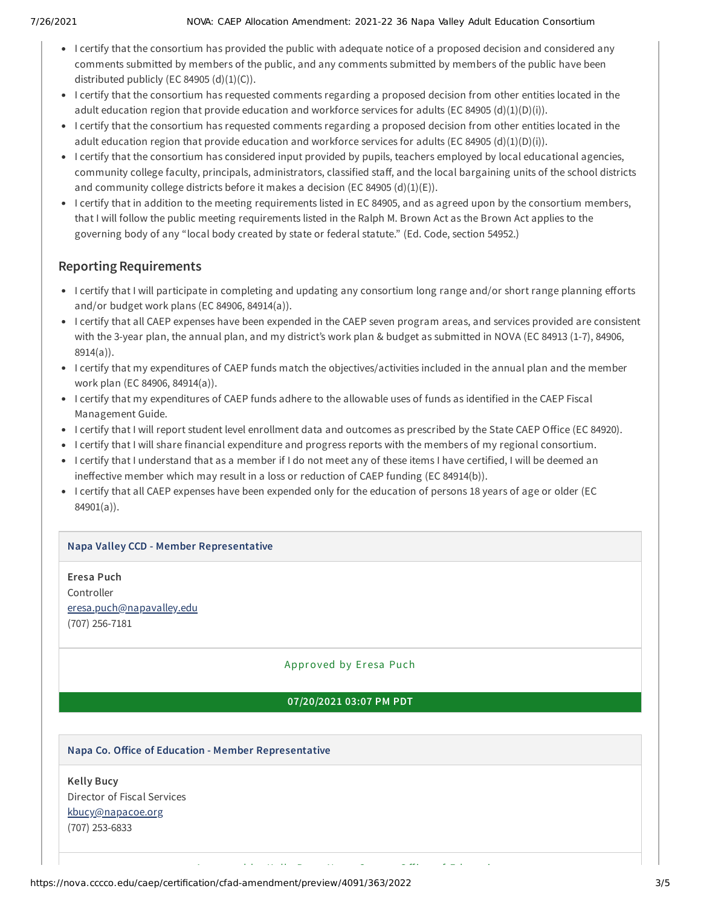- I certify that the consortium has provided the public with adequate notice of a proposed decision and considered any comments submitted by members of the public, and any comments submitted by members of the public have been distributed publicly (EC 84905 (d)(1)(C)).
- I certify that the consortium has requested comments regarding a proposed decision from other entities located in the adult education region that provide education and workforce services for adults (EC 84905 (d)(1)(D)(i)).
- I certify that the consortium has requested comments regarding a proposed decision from other entities located in the adult education region that provide education and workforce services for adults (EC 84905 (d)(1)(D)(i)).
- I certify that the consortium has considered input provided by pupils, teachers employed by local educational agencies, community college faculty, principals, administrators, classified staff, and the local bargaining units of the school districts and community college districts before it makes a decision (EC 84905 (d)(1)(E)).
- I certify that in addition to the meeting requirements listed in EC 84905, and as agreed upon by the consortium members, that I will follow the public meeting requirements listed in the Ralph M. Brown Act as the Brown Act applies to the governing body of any "local body created by state or federal statute." (Ed. Code, section 54952.)

## Reporting Requirements

- I certify that I will participate in completing and updating any consortium long range and/or short range planning efforts and/or budget work plans (EC 84906, 84914(a)).
- I certify that all CAEP expenses have been expended in the CAEP seven program areas, and services provided are consistent with the 3-year plan, the annual plan, and my district's work plan & budget as submitted in NOVA (EC 84913 (1-7), 84906, 8914(a)).
- I certify that my expenditures of CAEP funds match the objectives/activities included in the annual plan and the member work plan (EC 84906, 84914(a)).
- I certify that my expenditures of CAEP funds adhere to the allowable uses of funds as identified in the CAEP Fiscal Management Guide.
- I certify that I will report student level enrollment data and outcomes as prescribed by the State CAEP Office (EC 84920).
- I certify that I will share financial expenditure and progress reports with the members of my regional consortium.
- I certify that I understand that as a member if I do not meet any of these items I have certified, I will be deemed an ineffective member which may result in a loss or reduction of CAEP funding (EC 84914(b)).
- I certify that all CAEP expenses have been expended only for the education of persons 18 years of age or older (EC 84901(a)).

**Napa Valley CCD - Member Representative**

**Eresa Puch**
Controller
eresa.puch@napavalley.edu
(707) 256-7181

Approved by Eresa Puch

**07/20/2021 03:07 PM PDT**

**Napa Co. Office of Education - Member Representative**

**Kelly Bucy**
Director of Fiscal Services
kbucy@napacoe.org
(707) 253-6833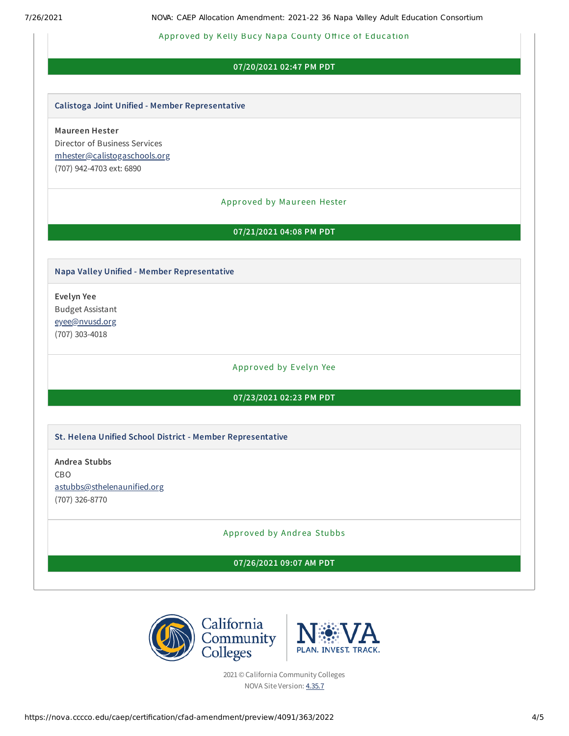Approved by Kelly Bucy Napa County Office of Education

**07/20/2021 02:47 PM PDT**

### Calistoga Joint Unified - Member Representative

**Maureen Hester**
Director of Business Services
mhester@calistogaschools.org
(707) 942-4703 ext: 6890

Approved by Maureen Hester

**07/21/2021 04:08 PM PDT**

### Napa Valley Unified - Member Representative

**Evelyn Yee**
Budget Assistant
eyee@nvusd.org
(707) 303-4018

Approved by Evelyn Yee

**07/23/2021 02:23 PM PDT**

### St. Helena Unified School District - Member Representative

**Andrea Stubbs**
CBO
astubbs@sthelenaunified.org
(707) 326-8770

Approved by Andrea Stubbs

**07/26/2021 09:07 AM PDT**

California Community Colleges

NOVA PLAN. INVEST. TRACK.

2021 © California Community Colleges
NOVA Site Version: 4.35.7